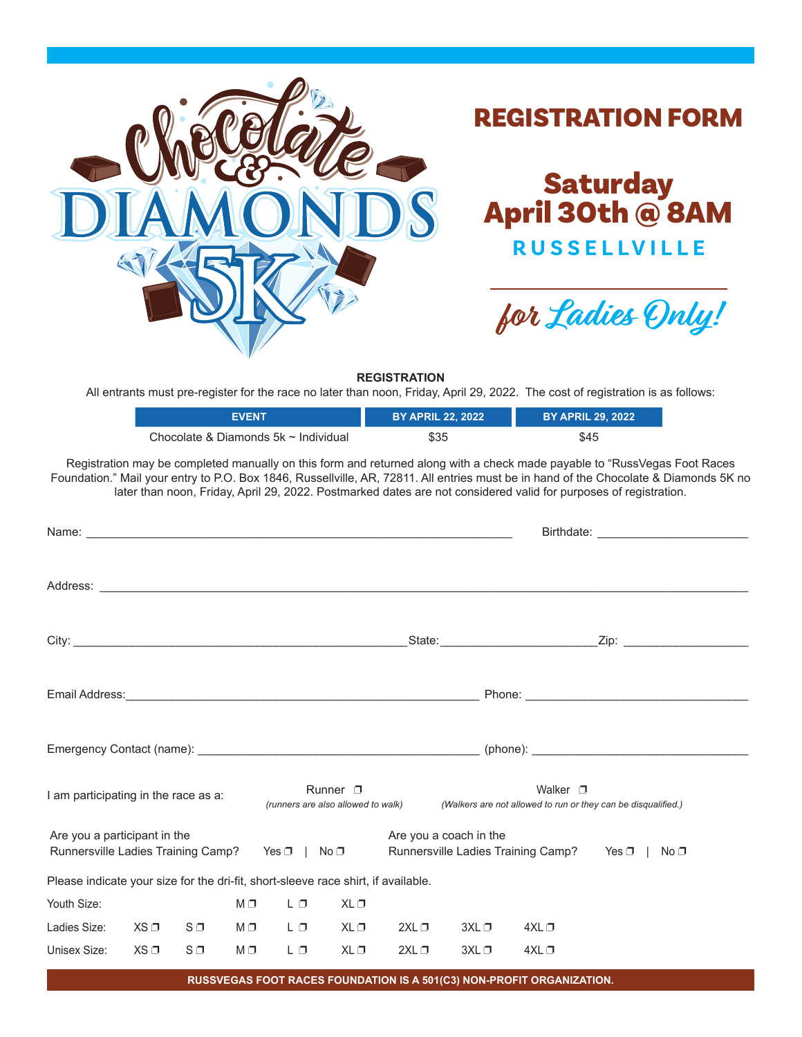# Chocolate & Diamonds 5K

# REGISTRATION FORM

## Saturday April 30th @ 8AM

**RUSSELLVILLE**

*for Ladies Only!*

**REGISTRATION**

All entrants must pre-register for the race no later than noon, Friday, April 29, 2022. The cost of registration is as follows:

| EVENT | BY APRIL 22, 2022 | BY APRIL 29, 2022 |
| --- | --- | --- |
| Chocolate & Diamonds 5k ~ Individual | $35 | $45 |

Registration may be completed manually on this form and returned along with a check made payable to "RussVegas Foot Races Foundation." Mail your entry to P.O. Box 1846, Russellville, AR, 72811. All entries must be in hand of the Chocolate & Diamonds 5K no later than noon, Friday, April 29, 2022. Postmarked dates are not considered valid for purposes of registration.

Name: ___________________________________________ Birthdate: ____________________

Address: ______________________________________________________________________

City: _______________________________ State: ____________________ Zip: ________________

Email Address: ___________________________________ Phone: ___________________________

Emergency Contact (name): ____________________________ (phone): ___________________________

I am participating in the race as a: Runner ☐ *(runners are also allowed to walk)* Walker ☐ *(Walkers are not allowed to run or they can be disqualified.)*

Are you a participant in the Runnersville Ladies Training Camp? Yes ☐ | No ☐

Are you a coach in the Runnersville Ladies Training Camp? Yes ☐ | No ☐

Please indicate your size for the dri-fit, short-sleeve race shirt, if available.

| | | | | | | | | |
| --- | --- | --- | --- | --- | --- | --- | --- | --- |
| Youth Size: | | | M ☐ | L ☐ | XL ☐ | | | |
| Ladies Size: | XS ☐ | S ☐ | M ☐ | L ☐ | XL ☐ | 2XL ☐ | 3XL ☐ | 4XL ☐ |
| Unisex Size: | XS ☐ | S ☐ | M ☐ | L ☐ | XL ☐ | 2XL ☐ | 3XL ☐ | 4XL ☐ |

**RUSSVEGAS FOOT RACES FOUNDATION IS A 501(C3) NON-PROFIT ORGANIZATION.**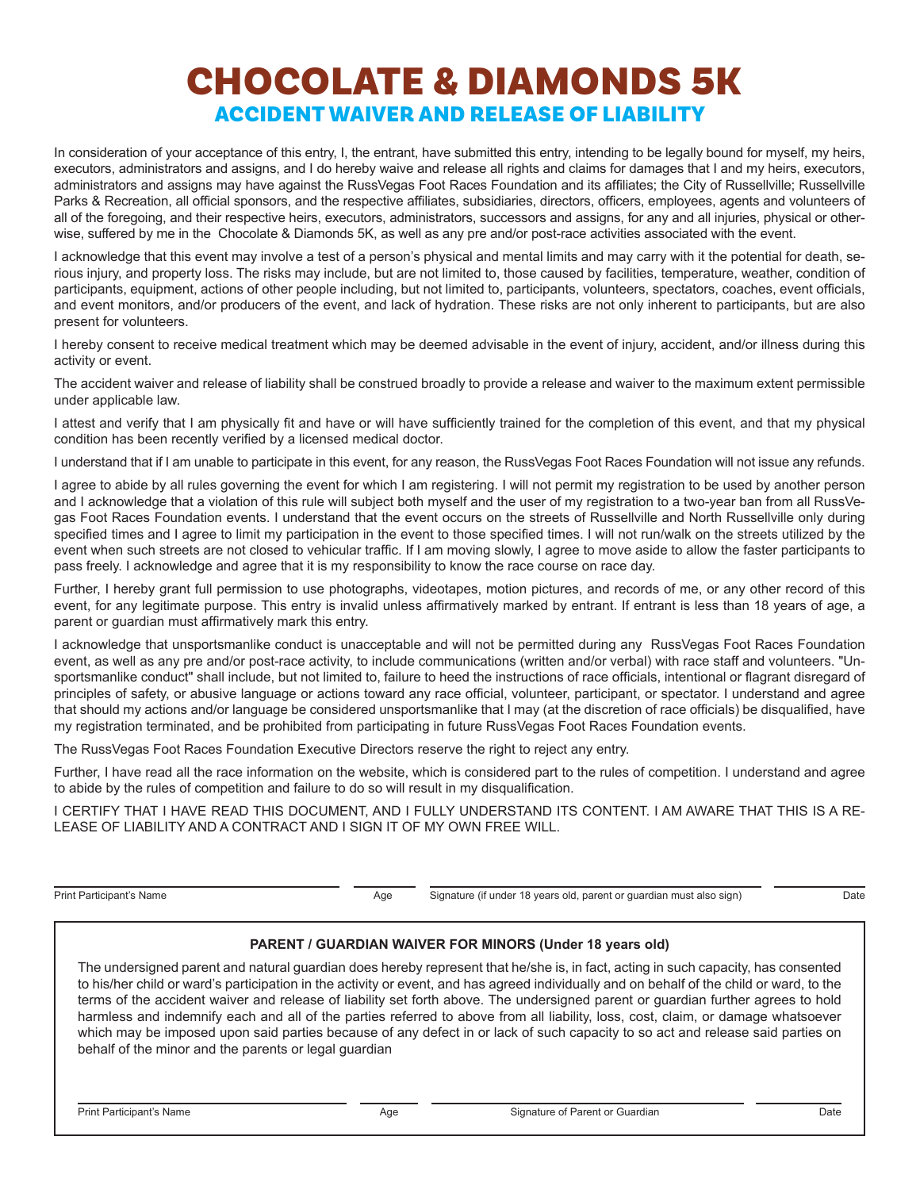# CHOCOLATE & DIAMONDS 5K

## ACCIDENT WAIVER AND RELEASE OF LIABILITY

In consideration of your acceptance of this entry, I, the entrant, have submitted this entry, intending to be legally bound for myself, my heirs, executors, administrators and assigns, and I do hereby waive and release all rights and claims for damages that I and my heirs, executors, administrators and assigns may have against the RussVegas Foot Races Foundation and its affiliates; the City of Russellville; Russellville Parks & Recreation, all official sponsors, and the respective affiliates, subsidiaries, directors, officers, employees, agents and volunteers of all of the foregoing, and their respective heirs, executors, administrators, successors and assigns, for any and all injuries, physical or otherwise, suffered by me in the Chocolate & Diamonds 5K, as well as any pre and/or post-race activities associated with the event.

I acknowledge that this event may involve a test of a person's physical and mental limits and may carry with it the potential for death, serious injury, and property loss. The risks may include, but are not limited to, those caused by facilities, temperature, weather, condition of participants, equipment, actions of other people including, but not limited to, participants, volunteers, spectators, coaches, event officials, and event monitors, and/or producers of the event, and lack of hydration. These risks are not only inherent to participants, but are also present for volunteers.

I hereby consent to receive medical treatment which may be deemed advisable in the event of injury, accident, and/or illness during this activity or event.

The accident waiver and release of liability shall be construed broadly to provide a release and waiver to the maximum extent permissible under applicable law.

I attest and verify that I am physically fit and have or will have sufficiently trained for the completion of this event, and that my physical condition has been recently verified by a licensed medical doctor.

I understand that if I am unable to participate in this event, for any reason, the RussVegas Foot Races Foundation will not issue any refunds.

I agree to abide by all rules governing the event for which I am registering. I will not permit my registration to be used by another person and I acknowledge that a violation of this rule will subject both myself and the user of my registration to a two-year ban from all RussVegas Foot Races Foundation events. I understand that the event occurs on the streets of Russellville and North Russellville only during specified times and I agree to limit my participation in the event to those specified times. I will not run/walk on the streets utilized by the event when such streets are not closed to vehicular traffic. If I am moving slowly, I agree to move aside to allow the faster participants to pass freely. I acknowledge and agree that it is my responsibility to know the race course on race day.

Further, I hereby grant full permission to use photographs, videotapes, motion pictures, and records of me, or any other record of this event, for any legitimate purpose. This entry is invalid unless affirmatively marked by entrant. If entrant is less than 18 years of age, a parent or guardian must affirmatively mark this entry.

I acknowledge that unsportsmanlike conduct is unacceptable and will not be permitted during any RussVegas Foot Races Foundation event, as well as any pre and/or post-race activity, to include communications (written and/or verbal) with race staff and volunteers. "Unsportsmanlike conduct" shall include, but not limited to, failure to heed the instructions of race officials, intentional or flagrant disregard of principles of safety, or abusive language or actions toward any race official, volunteer, participant, or spectator. I understand and agree that should my actions and/or language be considered unsportsmanlike that I may (at the discretion of race officials) be disqualified, have my registration terminated, and be prohibited from participating in future RussVegas Foot Races Foundation events.

The RussVegas Foot Races Foundation Executive Directors reserve the right to reject any entry.

Further, I have read all the race information on the website, which is considered part to the rules of competition. I understand and agree to abide by the rules of competition and failure to do so will result in my disqualification.

I CERTIFY THAT I HAVE READ THIS DOCUMENT, AND I FULLY UNDERSTAND ITS CONTENT. I AM AWARE THAT THIS IS A RELEASE OF LIABILITY AND A CONTRACT AND I SIGN IT OF MY OWN FREE WILL.

Print Participant's Name ____________________ Age ______ Signature (if under 18 years old, parent or guardian must also sign) ____________________ Date ______

**PARENT / GUARDIAN WAIVER FOR MINORS (Under 18 years old)**

The undersigned parent and natural guardian does hereby represent that he/she is, in fact, acting in such capacity, has consented to his/her child or ward's participation in the activity or event, and has agreed individually and on behalf of the child or ward, to the terms of the accident waiver and release of liability set forth above. The undersigned parent or guardian further agrees to hold harmless and indemnify each and all of the parties referred to above from all liability, loss, cost, claim, or damage whatsoever which may be imposed upon said parties because of any defect in or lack of such capacity to so act and release said parties on behalf of the minor and the parents or legal guardian

Print Participant's Name ____________________ Age ______ Signature of Parent or Guardian ____________________ Date ______